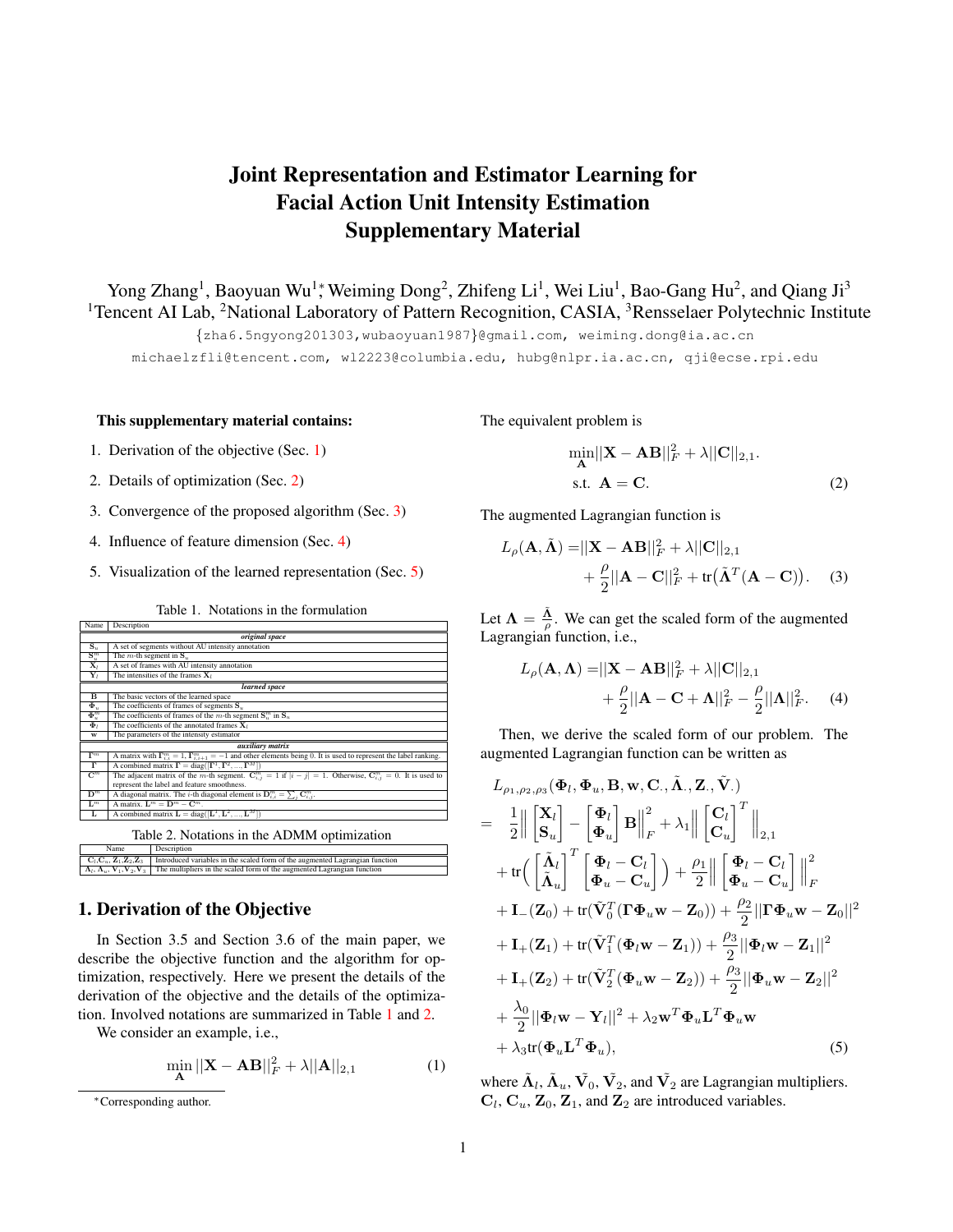# Joint Representation and Estimator Learning for Facial Action Unit Intensity Estimation Supplementary Material

Yong Zhang[1], Baoyuan Wu[1]*, Weiming Dong[2], Zhifeng Li[1], Wei Liu[1], Bao-Gang Hu[2], and Qiang Ji[3]

[1]Tencent AI Lab, [2]National Laboratory of Pattern Recognition, CASIA, [3]Rensselaer Polytechnic Institute

{zha6.5ngyong201303,wubaoyuan1987}@gmail.com, weiming.dong@ia.ac.cn

michaelzfli@tencent.com, wl2223@columbia.edu, hubg@nlpr.ia.ac.cn, qji@ecse.rpi.edu

**This supplementary material contains:**

1. Derivation of the objective (Sec. 1)
2. Details of optimization (Sec. 2)
3. Convergence of the proposed algorithm (Sec. 3)
4. Influence of feature dimension (Sec. 4)
5. Visualization of the learned representation (Sec. 5)

Table 1. Notations in the formulation

| Name | Description |
|---|---|
| *original space* | |
| $\mathbf{S}_u$ | A set of segments without AU intensity annotation |
| $\mathbf{S}_u^m$ | The $m$-th segment in $\mathbf{S}_u$ |
| $\mathbf{X}_l$ | A set of frames with AU intensity annotation |
| $\mathbf{Y}_l$ | The intensities of the frames $\mathbf{X}_l$ |
| *learned space* | |
| $\mathbf{B}$ | The basic vectors of the learned space |
| $\mathbf{\Phi}_u$ | The coefficients of frames of segments $\mathbf{S}_u$ |
| $\mathbf{\Phi}_u^m$ | The coefficients of frames of the $m$-th segment $\mathbf{S}_u^m$ in $\mathbf{S}_u$ |
| $\mathbf{\Phi}_l$ | The coefficients of the annotated frames $\mathbf{X}_l$ |
| $\mathbf{w}$ | The parameters of the intensity estimator |
| *auxiliary matrix* | |
| $\mathbf{\Gamma}^m$ | A matrix with $\Gamma_{i,i}^m = 1$, $\Gamma_{i,i+1}^m = -1$ and other elements being 0. It is used to represent the label ranking. |
| $\mathbf{\Gamma}$ | A combined matrix $\mathbf{\Gamma} = \text{diag}([\mathbf{\Gamma}^1, \mathbf{\Gamma}^2, ..., \mathbf{\Gamma}^M])$ |
| $\mathbf{C}^m$ | The adjacent matrix of the $m$-th segment. $\mathbf{C}_{i,j}^m = 1$ if $\|i-j\| = 1$. Otherwise, $\mathbf{C}_{i,j}^m = 0$. It is used to represent the label and feature smoothness. |
| $\mathbf{D}^m$ | A diagonal matrix. The $i$-th diagonal element is $\mathbf{D}_{i,i}^m = \sum_j \mathbf{C}_{i,j}^m$. |
| $\mathbf{L}^m$ | A matrix. $\mathbf{L}^m = \mathbf{D}^m - \mathbf{C}^m$ |
| $\mathbf{L}$ | A combined matrix $\mathbf{L} = \text{diag}([\mathbf{L}^1, \mathbf{L}^2, ..., \mathbf{L}^M])$ |

Table 2. Notations in the ADMM optimization

| Name | Description |
|---|---|
| $\mathbf{C}_l, \mathbf{C}_u, \mathbf{Z}_1, \mathbf{Z}_2, \mathbf{Z}_3$ | Introduced variables in the scaled form of the augmented Lagrangian function |
| $\mathbf{\Lambda}_l, \mathbf{\Lambda}_u, \mathbf{V}_1, \mathbf{V}_2, \mathbf{V}_3$ | The multipliers in the scaled form of the augmented Lagrangian function |

## 1. Derivation of the Objective

In Section 3.5 and Section 3.6 of the main paper, we describe the objective function and the algorithm for optimization, respectively. Here we present the details of the derivation of the objective and the details of the optimization. Involved notations are summarized in Table 1 and 2.

We consider an example, i.e.,

$$\min_{\mathbf{A}} ||\mathbf{X} - \mathbf{A}\mathbf{B}||_F^2 + \lambda||\mathbf{A}||_{2,1} \tag{1}$$

The equivalent problem is

$$\begin{aligned} &\min_{\mathbf{A}} ||\mathbf{X} - \mathbf{A}\mathbf{B}||_F^2 + \lambda||\mathbf{C}||_{2,1}. \\ &\text{s.t. } \mathbf{A} = \mathbf{C}. \end{aligned} \tag{2}$$

The augmented Lagrangian function is

$$\begin{aligned} L_\rho(\mathbf{A}, \tilde{\mathbf{\Lambda}}) =& ||\mathbf{X} - \mathbf{A}\mathbf{B}||_F^2 + \lambda||\mathbf{C}||_{2,1} \\ &+ \frac{\rho}{2}||\mathbf{A} - \mathbf{C}||_F^2 + \text{tr}\big(\tilde{\mathbf{\Lambda}}^T(\mathbf{A} - \mathbf{C})\big). \end{aligned} \tag{3}$$

Let $\mathbf{\Lambda} = \frac{\tilde{\mathbf{\Lambda}}}{\rho}$. We can get the scaled form of the augmented Lagrangian function, i.e.,

$$\begin{aligned} L_\rho(\mathbf{A}, \mathbf{\Lambda}) =& ||\mathbf{X} - \mathbf{A}\mathbf{B}||_F^2 + \lambda||\mathbf{C}||_{2,1} \\ &+ \frac{\rho}{2}||\mathbf{A} - \mathbf{C} + \mathbf{\Lambda}||_F^2 - \frac{\rho}{2}||\mathbf{\Lambda}||_F^2. \end{aligned} \tag{4}$$

Then, we derive the scaled form of our problem. The augmented Lagrangian function can be written as

$$\begin{aligned} &L_{\rho_1,\rho_2,\rho_3}(\mathbf{\Phi}_l, \mathbf{\Phi}_u, \mathbf{B}, \mathbf{w}, \mathbf{C}_., \tilde{\mathbf{\Lambda}}_., \mathbf{Z}_., \tilde{\mathbf{V}}_.) \\ =\ & \frac{1}{2}\Big\| \begin{bmatrix} \mathbf{X}_l \\ \mathbf{S}_u \end{bmatrix} - \begin{bmatrix} \mathbf{\Phi}_l \\ \mathbf{\Phi}_u \end{bmatrix} \mathbf{B} \Big\|_F^2 + \lambda_1 \Big\| \begin{bmatrix} \mathbf{C}_l \\ \mathbf{C}_u \end{bmatrix}^T \Big\|_{2,1} \\ &+ \text{tr}\Big( \begin{bmatrix} \tilde{\mathbf{\Lambda}}_l \\ \tilde{\mathbf{\Lambda}}_u \end{bmatrix}^T \begin{bmatrix} \mathbf{\Phi}_l - \mathbf{C}_l \\ \mathbf{\Phi}_u - \mathbf{C}_u \end{bmatrix} \Big) + \frac{\rho_1}{2} \Big\| \begin{bmatrix} \mathbf{\Phi}_l - \mathbf{C}_l \\ \mathbf{\Phi}_u - \mathbf{C}_u \end{bmatrix} \Big\|_F^2 \\ &+ \mathbf{I}_-(\mathbf{Z}_0) + \text{tr}(\tilde{\mathbf{V}}_0^T(\mathbf{\Gamma}\mathbf{\Phi}_u\mathbf{w} - \mathbf{Z}_0)) + \frac{\rho_2}{2}||\mathbf{\Gamma}\mathbf{\Phi}_u\mathbf{w} - \mathbf{Z}_0||^2 \\ &+ \mathbf{I}_+(\mathbf{Z}_1) + \text{tr}(\tilde{\mathbf{V}}_1^T(\mathbf{\Phi}_l\mathbf{w} - \mathbf{Z}_1)) + \frac{\rho_3}{2}||\mathbf{\Phi}_l\mathbf{w} - \mathbf{Z}_1||^2 \\ &+ \mathbf{I}_+(\mathbf{Z}_2) + \text{tr}(\tilde{\mathbf{V}}_2^T(\mathbf{\Phi}_u\mathbf{w} - \mathbf{Z}_2)) + \frac{\rho_3}{2}||\mathbf{\Phi}_u\mathbf{w} - \mathbf{Z}_2||^2 \\ &+ \frac{\lambda_0}{2}||\mathbf{\Phi}_l\mathbf{w} - \mathbf{Y}_l||^2 + \lambda_2\mathbf{w}^T\mathbf{\Phi}_u\mathbf{L}^T\mathbf{\Phi}_u\mathbf{w} \\ &+ \lambda_3\text{tr}(\mathbf{\Phi}_u\mathbf{L}^T\mathbf{\Phi}_u), \end{aligned} \tag{5}$$

where $\tilde{\mathbf{\Lambda}}_l$, $\tilde{\mathbf{\Lambda}}_u$, $\tilde{\mathbf{V}}_0$, $\tilde{\mathbf{V}}_2$, and $\tilde{\mathbf{V}}_2$ are Lagrangian multipliers. $\mathbf{C}_l$, $\mathbf{C}_u$, $\mathbf{Z}_0$, $\mathbf{Z}_1$, and $\mathbf{Z}_2$ are introduced variables.

*Corresponding author.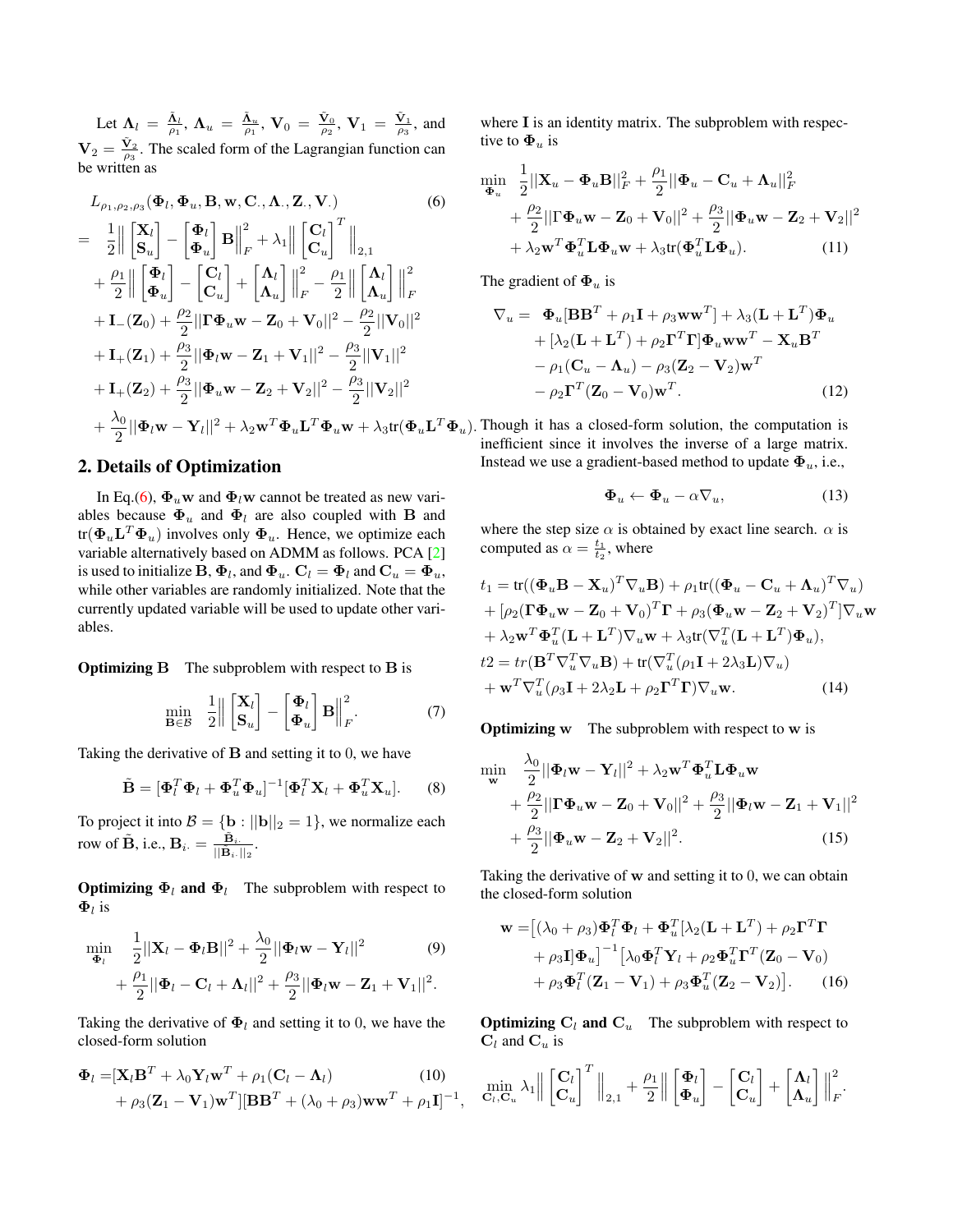Let $\mathbf{\Lambda}_l = \frac{\tilde{\mathbf{\Lambda}}_l}{\rho_1}$, $\mathbf{\Lambda}_u = \frac{\tilde{\mathbf{\Lambda}}_u}{\rho_1}$, $\mathbf{V}_0 = \frac{\tilde{\mathbf{V}}_0}{\rho_2}$, $\mathbf{V}_1 = \frac{\tilde{\mathbf{V}}_1}{\rho_3}$, and $\mathbf{V}_2 = \frac{\tilde{\mathbf{V}}_2}{\rho_3}$. The scaled form of the Lagrangian function can be written as

$$
\begin{aligned}
& L_{\rho_1,\rho_2,\rho_3}(\mathbf{\Phi}_l, \mathbf{\Phi}_u, \mathbf{B}, \mathbf{w}, \mathbf{C}_\cdot, \mathbf{\Lambda}_\cdot, \mathbf{Z}_\cdot, \mathbf{V}_\cdot) \qquad (6)\\
=\ & \frac{1}{2}\Big\| \begin{bmatrix}\mathbf{X}_l \\ \mathbf{S}_u\end{bmatrix} - \begin{bmatrix}\mathbf{\Phi}_l \\ \mathbf{\Phi}_u\end{bmatrix}\mathbf{B}\Big\|_F^2 + \lambda_1 \Big\| \begin{bmatrix}\mathbf{C}_l \\ \mathbf{C}_u\end{bmatrix}^T \Big\|_{2,1} \\
& + \frac{\rho_1}{2}\Big\| \begin{bmatrix}\mathbf{\Phi}_l \\ \mathbf{\Phi}_u\end{bmatrix} - \begin{bmatrix}\mathbf{C}_l \\ \mathbf{C}_u\end{bmatrix} + \begin{bmatrix}\mathbf{\Lambda}_l \\ \mathbf{\Lambda}_u\end{bmatrix}\Big\|_F^2 - \frac{\rho_1}{2}\Big\| \begin{bmatrix}\mathbf{\Lambda}_l \\ \mathbf{\Lambda}_u\end{bmatrix}\Big\|_F^2 \\
& + \mathbf{I}_-(\mathbf{Z}_0) + \frac{\rho_2}{2}||\mathbf{\Gamma}\mathbf{\Phi}_u\mathbf{w} - \mathbf{Z}_0 + \mathbf{V}_0||^2 - \frac{\rho_2}{2}||\mathbf{V}_0||^2 \\
& + \mathbf{I}_+(\mathbf{Z}_1) + \frac{\rho_3}{2}||\mathbf{\Phi}_l\mathbf{w} - \mathbf{Z}_1 + \mathbf{V}_1||^2 - \frac{\rho_3}{2}||\mathbf{V}_1||^2 \\
& + \mathbf{I}_+(\mathbf{Z}_2) + \frac{\rho_3}{2}||\mathbf{\Phi}_u\mathbf{w} - \mathbf{Z}_2 + \mathbf{V}_2||^2 - \frac{\rho_3}{2}||\mathbf{V}_2||^2 \\
& + \frac{\lambda_0}{2}||\mathbf{\Phi}_l\mathbf{w} - \mathbf{Y}_l||^2 + \lambda_2\mathbf{w}^T\mathbf{\Phi}_u\mathbf{L}^T\mathbf{\Phi}_u\mathbf{w} + \lambda_3\text{tr}(\mathbf{\Phi}_u\mathbf{L}^T\mathbf{\Phi}_u).
\end{aligned}
$$

## 2. Details of Optimization

In Eq.(6), $\mathbf{\Phi}_u\mathbf{w}$ and $\mathbf{\Phi}_l\mathbf{w}$ cannot be treated as new variables because $\mathbf{\Phi}_u$ and $\mathbf{\Phi}_l$ are also coupled with $\mathbf{B}$ and $\text{tr}(\mathbf{\Phi}_u\mathbf{L}^T\mathbf{\Phi}_u)$ involves only $\mathbf{\Phi}_u$. Hence, we optimize each variable alternatively based on ADMM as follows. PCA [2] is used to initialize $\mathbf{B}$, $\mathbf{\Phi}_l$, and $\mathbf{\Phi}_u$. $\mathbf{C}_l = \mathbf{\Phi}_l$ and $\mathbf{C}_u = \mathbf{\Phi}_u$, while other variables are randomly initialized. Note that the currently updated variable will be used to update other variables.

**Optimizing $\mathbf{B}$** The subproblem with respect to $\mathbf{B}$ is

$$
\min_{\mathbf{B}\in\mathcal{B}} \ \frac{1}{2}\Big\| \begin{bmatrix}\mathbf{X}_l \\ \mathbf{S}_u\end{bmatrix} - \begin{bmatrix}\mathbf{\Phi}_l \\ \mathbf{\Phi}_u\end{bmatrix}\mathbf{B}\Big\|_F^2. \qquad (7)
$$

Taking the derivative of $\mathbf{B}$ and setting it to 0, we have

$$
\tilde{\mathbf{B}} = [\mathbf{\Phi}_l^T\mathbf{\Phi}_l + \mathbf{\Phi}_u^T\mathbf{\Phi}_u]^{-1}[\mathbf{\Phi}_l^T\mathbf{X}_l + \mathbf{\Phi}_u^T\mathbf{X}_u]. \qquad (8)
$$

To project it into $\mathcal{B} = \{\mathbf{b} : ||\mathbf{b}||_2 = 1\}$, we normalize each row of $\tilde{\mathbf{B}}$, i.e., $\mathbf{B}_{i\cdot} = \frac{\tilde{\mathbf{B}}_{i\cdot}}{||\mathbf{B}_{i\cdot}||_2}$.

**Optimizing $\mathbf{\Phi}_l$ and $\mathbf{\Phi}_l$** The subproblem with respect to $\mathbf{\Phi}_l$ is

$$
\begin{aligned}
\min_{\mathbf{\Phi}_l} \ & \frac{1}{2}||\mathbf{X}_l - \mathbf{\Phi}_l\mathbf{B}||^2 + \frac{\lambda_0}{2}||\mathbf{\Phi}_l\mathbf{w} - \mathbf{Y}_l||^2 \qquad (9)\\
& + \frac{\rho_1}{2}||\mathbf{\Phi}_l - \mathbf{C}_l + \mathbf{\Lambda}_l||^2 + \frac{\rho_3}{2}||\mathbf{\Phi}_l\mathbf{w} - \mathbf{Z}_1 + \mathbf{V}_1||^2.
\end{aligned}
$$

Taking the derivative of $\mathbf{\Phi}_l$ and setting it to 0, we have the closed-form solution

$$
\begin{aligned}
\mathbf{\Phi}_l =& [\mathbf{X}_l\mathbf{B}^T + \lambda_0\mathbf{Y}_l\mathbf{w}^T + \rho_1(\mathbf{C}_l - \mathbf{\Lambda}_l) \qquad (10)\\
& + \rho_3(\mathbf{Z}_1 - \mathbf{V}_1)\mathbf{w}^T][\mathbf{B}\mathbf{B}^T + (\lambda_0 + \rho_3)\mathbf{w}\mathbf{w}^T + \rho_1\mathbf{I}]^{-1},
\end{aligned}
$$

where $\mathbf{I}$ is an identity matrix. The subproblem with respective to $\mathbf{\Phi}_u$ is

$$
\begin{aligned}
\min_{\mathbf{\Phi}_u} \ & \frac{1}{2}||\mathbf{X}_u - \mathbf{\Phi}_u\mathbf{B}||_F^2 + \frac{\rho_1}{2}||\mathbf{\Phi}_u - \mathbf{C}_u + \mathbf{\Lambda}_u||_F^2 \\
& + \frac{\rho_2}{2}||\Gamma\mathbf{\Phi}_u\mathbf{w} - \mathbf{Z}_0 + \mathbf{V}_0||^2 + \frac{\rho_3}{2}||\mathbf{\Phi}_u\mathbf{w} - \mathbf{Z}_2 + \mathbf{V}_2||^2 \\
& + \lambda_2\mathbf{w}^T\mathbf{\Phi}_u^T\mathbf{L}\mathbf{\Phi}_u\mathbf{w} + \lambda_3\text{tr}(\mathbf{\Phi}_u^T\mathbf{L}\mathbf{\Phi}_u). \qquad (11)
\end{aligned}
$$

The gradient of $\mathbf{\Phi}_u$ is

$$
\begin{aligned}
\nabla_u =\ & \mathbf{\Phi}_u[\mathbf{B}\mathbf{B}^T + \rho_1\mathbf{I} + \rho_3\mathbf{w}\mathbf{w}^T] + \lambda_3(\mathbf{L} + \mathbf{L}^T)\mathbf{\Phi}_u \\
& + [\lambda_2(\mathbf{L} + \mathbf{L}^T) + \rho_2\mathbf{\Gamma}^T\mathbf{\Gamma}]\mathbf{\Phi}_u\mathbf{w}\mathbf{w}^T - \mathbf{X}_u\mathbf{B}^T \\
& - \rho_1(\mathbf{C}_u - \mathbf{\Lambda}_u) - \rho_3(\mathbf{Z}_2 - \mathbf{V}_2)\mathbf{w}^T \\
& - \rho_2\mathbf{\Gamma}^T(\mathbf{Z}_0 - \mathbf{V}_0)\mathbf{w}^T. \qquad (12)
\end{aligned}
$$

Though it has a closed-form solution, the computation is inefficient since it involves the inverse of a large matrix. Instead we use a gradient-based method to update $\mathbf{\Phi}_u$, i.e.,

$$
\mathbf{\Phi}_u \leftarrow \mathbf{\Phi}_u - \alpha\nabla_u, \qquad (13)
$$

where the step size $\alpha$ is obtained by exact line search. $\alpha$ is computed as $\alpha = \frac{t_1}{t_2}$, where

$$
\begin{aligned}
& t_1 = \text{tr}((\mathbf{\Phi}_u\mathbf{B} - \mathbf{X}_u)^T\nabla_u\mathbf{B}) + \rho_1\text{tr}((\mathbf{\Phi}_u - \mathbf{C}_u + \mathbf{\Lambda}_u)^T\nabla_u) \\
& + [\rho_2(\mathbf{\Gamma}\mathbf{\Phi}_u\mathbf{w} - \mathbf{Z}_0 + \mathbf{V}_0)^T\mathbf{\Gamma} + \rho_3(\mathbf{\Phi}_u\mathbf{w} - \mathbf{Z}_2 + \mathbf{V}_2)^T]\nabla_u\mathbf{w} \\
& + \lambda_2\mathbf{w}^T\mathbf{\Phi}_u^T(\mathbf{L} + \mathbf{L}^T)\nabla_u\mathbf{w} + \lambda_3\text{tr}(\nabla_u^T(\mathbf{L} + \mathbf{L}^T)\mathbf{\Phi}_u), \\
& t2 = tr(\mathbf{B}^T\nabla_u^T\nabla_u\mathbf{B}) + \text{tr}(\nabla_u^T(\rho_1\mathbf{I} + 2\lambda_3\mathbf{L})\nabla_u) \\
& + \mathbf{w}^T\nabla_u^T(\rho_3\mathbf{I} + 2\lambda_2\mathbf{L} + \rho_2\mathbf{\Gamma}^T\mathbf{\Gamma})\nabla_u\mathbf{w}. \qquad (14)
\end{aligned}
$$

**Optimizing $\mathbf{w}$** The subproblem with respect to $\mathbf{w}$ is

$$
\begin{aligned}
\min_{\mathbf{w}} \ & \frac{\lambda_0}{2}||\mathbf{\Phi}_l\mathbf{w} - \mathbf{Y}_l||^2 + \lambda_2\mathbf{w}^T\mathbf{\Phi}_u^T\mathbf{L}\mathbf{\Phi}_u\mathbf{w} \\
& + \frac{\rho_2}{2}||\Gamma\mathbf{\Phi}_u\mathbf{w} - \mathbf{Z}_0 + \mathbf{V}_0||^2 + \frac{\rho_3}{2}||\mathbf{\Phi}_l\mathbf{w} - \mathbf{Z}_1 + \mathbf{V}_1||^2 \\
& + \frac{\rho_3}{2}||\mathbf{\Phi}_u\mathbf{w} - \mathbf{Z}_2 + \mathbf{V}_2||^2. \qquad (15)
\end{aligned}
$$

Taking the derivative of $\mathbf{w}$ and setting it to 0, we can obtain the closed-form solution

$$
\begin{aligned}
\mathbf{w} =& \big[(\lambda_0 + \rho_3)\mathbf{\Phi}_l^T\mathbf{\Phi}_l + \mathbf{\Phi}_u^T[\lambda_2(\mathbf{L} + \mathbf{L}^T) + \rho_2\mathbf{\Gamma}^T\mathbf{\Gamma} \\
& + \rho_3\mathbf{I}]\mathbf{\Phi}_u\big]^{-1}\big[\lambda_0\mathbf{\Phi}_l^T\mathbf{Y}_l + \rho_2\mathbf{\Phi}_u^T\mathbf{\Gamma}^T(\mathbf{Z}_0 - \mathbf{V}_0) \\
& + \rho_3\mathbf{\Phi}_l^T(\mathbf{Z}_1 - \mathbf{V}_1) + \rho_3\mathbf{\Phi}_u^T(\mathbf{Z}_2 - \mathbf{V}_2)\big]. \qquad (16)
\end{aligned}
$$

**Optimizing $\mathbf{C}_l$ and $\mathbf{C}_u$** The subproblem with respect to $\mathbf{C}_l$ and $\mathbf{C}_u$ is

$$
\min_{\mathbf{C}_l,\mathbf{C}_u} \ \lambda_1 \Big\| \begin{bmatrix}\mathbf{C}_l \\ \mathbf{C}_u\end{bmatrix}^T \Big\|_{2,1} + \frac{\rho_1}{2}\Big\| \begin{bmatrix}\mathbf{\Phi}_l \\ \mathbf{\Phi}_u\end{bmatrix} - \begin{bmatrix}\mathbf{C}_l \\ \mathbf{C}_u\end{bmatrix} + \begin{bmatrix}\mathbf{\Lambda}_l \\ \mathbf{\Lambda}_u\end{bmatrix}\Big\|_F^2.
$$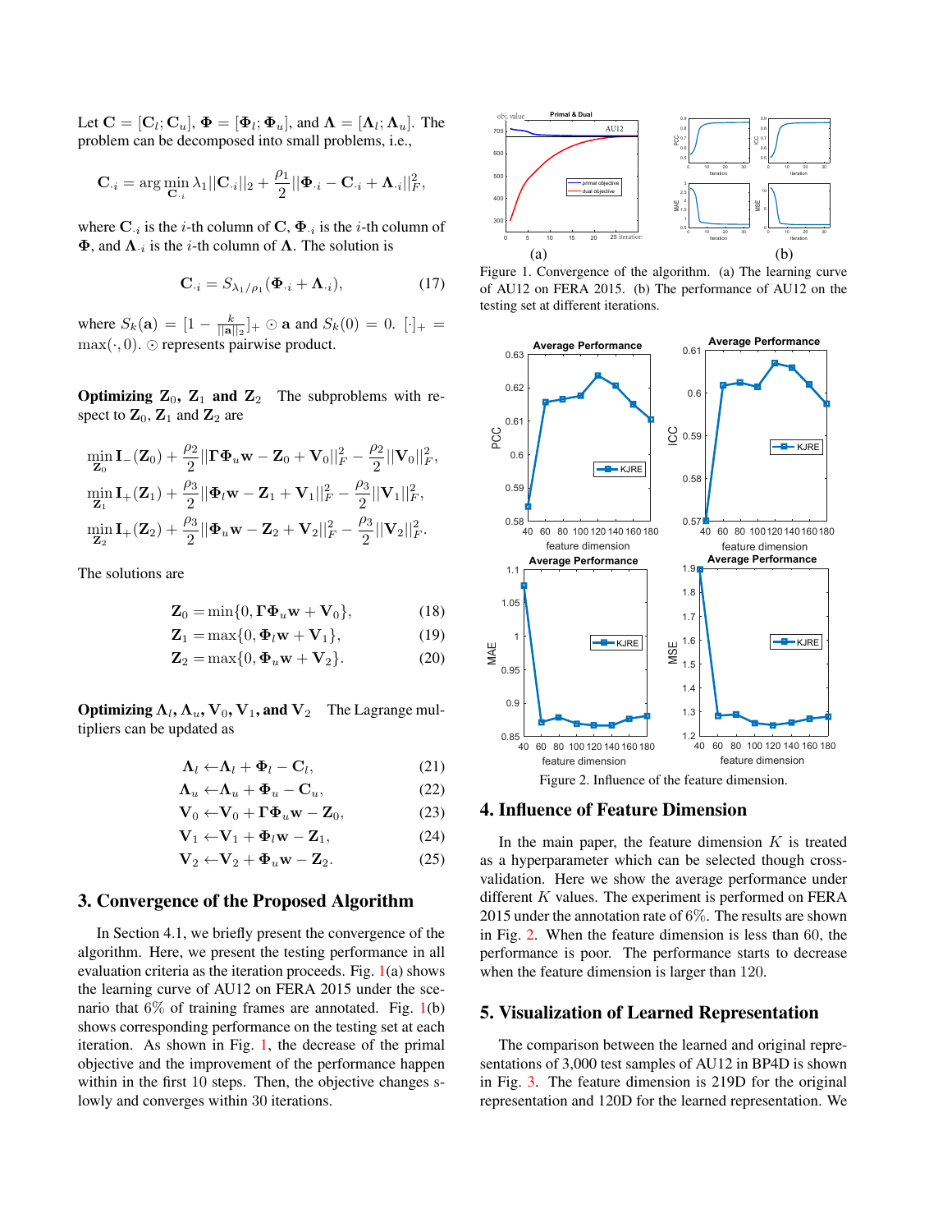Let $\mathbf{C} = [\mathbf{C}_l; \mathbf{C}_u]$, $\mathbf{\Phi} = [\mathbf{\Phi}_l; \mathbf{\Phi}_u]$, and $\mathbf{\Lambda} = [\mathbf{\Lambda}_l; \mathbf{\Lambda}_u]$. The problem can be decomposed into small problems, i.e.,

$$\mathbf{C}_{\cdot i} = \arg\min_{\mathbf{C}_{\cdot i}} \lambda_1 ||\mathbf{C}_{\cdot i}||_2 + \frac{\rho_1}{2}||\mathbf{\Phi}_{\cdot i} - \mathbf{C}_{\cdot i} + \mathbf{\Lambda}_{\cdot i}||_F^2,$$

where $\mathbf{C}_{\cdot i}$ is the $i$-th column of $\mathbf{C}$, $\mathbf{\Phi}_{\cdot i}$ is the $i$-th column of $\mathbf{\Phi}$, and $\mathbf{\Lambda}_{\cdot i}$ is the $i$-th column of $\mathbf{\Lambda}$. The solution is

$$\mathbf{C}_{\cdot i} = S_{\lambda_1/\rho_1}(\mathbf{\Phi}_{\cdot i} + \mathbf{\Lambda}_{\cdot i}), \tag{17}$$

where $S_k(\mathbf{a}) = [1 - \frac{k}{||\mathbf{a}||_2}]_+ \odot \mathbf{a}$ and $S_k(0) = 0$. $[\cdot]_+ = \max(\cdot, 0)$. $\odot$ represents pairwise product.

**Optimizing $\mathbf{Z}_0$, $\mathbf{Z}_1$ and $\mathbf{Z}_2$** The subproblems with respect to $\mathbf{Z}_0$, $\mathbf{Z}_1$ and $\mathbf{Z}_2$ are

$$\min_{\mathbf{Z}_0} \mathbf{I}_-(\mathbf{Z}_0) + \frac{\rho_2}{2}||\mathbf{\Gamma}\mathbf{\Phi}_u\mathbf{w} - \mathbf{Z}_0 + \mathbf{V}_0||_F^2 - \frac{\rho_2}{2}||\mathbf{V}_0||_F^2,$$

$$\min_{\mathbf{Z}_1} \mathbf{I}_+(\mathbf{Z}_1) + \frac{\rho_3}{2}||\mathbf{\Phi}_l\mathbf{w} - \mathbf{Z}_1 + \mathbf{V}_1||_F^2 - \frac{\rho_3}{2}||\mathbf{V}_1||_F^2,$$

$$\min_{\mathbf{Z}_2} \mathbf{I}_+(\mathbf{Z}_2) + \frac{\rho_3}{2}||\mathbf{\Phi}_u\mathbf{w} - \mathbf{Z}_2 + \mathbf{V}_2||_F^2 - \frac{\rho_3}{2}||\mathbf{V}_2||_F^2.$$

The solutions are

$$\mathbf{Z}_0 = \min\{0, \mathbf{\Gamma}\mathbf{\Phi}_u\mathbf{w} + \mathbf{V}_0\}, \tag{18}$$

$$\mathbf{Z}_1 = \max\{0, \mathbf{\Phi}_l\mathbf{w} + \mathbf{V}_1\}, \tag{19}$$

$$\mathbf{Z}_2 = \max\{0, \mathbf{\Phi}_u\mathbf{w} + \mathbf{V}_2\}. \tag{20}$$

**Optimizing $\mathbf{\Lambda}_l$, $\mathbf{\Lambda}_u$, $\mathbf{V}_0$, $\mathbf{V}_1$, and $\mathbf{V}_2$** The Lagrange multipliers can be updated as

$$\mathbf{\Lambda}_l \leftarrow \mathbf{\Lambda}_l + \mathbf{\Phi}_l - \mathbf{C}_l, \tag{21}$$

$$\mathbf{\Lambda}_u \leftarrow \mathbf{\Lambda}_u + \mathbf{\Phi}_u - \mathbf{C}_u, \tag{22}$$

$$\mathbf{V}_0 \leftarrow \mathbf{V}_0 + \mathbf{\Gamma}\mathbf{\Phi}_u\mathbf{w} - \mathbf{Z}_0, \tag{23}$$

$$\mathbf{V}_1 \leftarrow \mathbf{V}_1 + \mathbf{\Phi}_l\mathbf{w} - \mathbf{Z}_1, \tag{24}$$

$$\mathbf{V}_2 \leftarrow \mathbf{V}_2 + \mathbf{\Phi}_u\mathbf{w} - \mathbf{Z}_2. \tag{25}$$

## 3. Convergence of the Proposed Algorithm

In Section 4.1, we briefly present the convergence of the algorithm. Here, we present the testing performance in all evaluation criteria as the iteration proceeds. Fig. 1(a) shows the learning curve of AU12 on FERA 2015 under the scenario that 6% of training frames are annotated. Fig. 1(b) shows corresponding performance on the testing set at each iteration. As shown in Fig. 1, the decrease of the primal objective and the improvement of the performance happen within in the first 10 steps. Then, the objective changes slowly and converges within 30 iterations.

Figure 1. Convergence of the algorithm. (a) The learning curve of AU12 on FERA 2015. (b) The performance of AU12 on the testing set at different iterations.

Figure 2. Influence of the feature dimension.

## 4. Influence of Feature Dimension

In the main paper, the feature dimension $K$ is treated as a hyperparameter which can be selected though cross-validation. Here we show the average performance under different $K$ values. The experiment is performed on FERA 2015 under the annotation rate of 6%. The results are shown in Fig. 2. When the feature dimension is less than 60, the performance is poor. The performance starts to decrease when the feature dimension is larger than 120.

## 5. Visualization of Learned Representation

The comparison between the learned and original representations of 3,000 test samples of AU12 in BP4D is shown in Fig. 3. The feature dimension is 219D for the original representation and 120D for the learned representation. We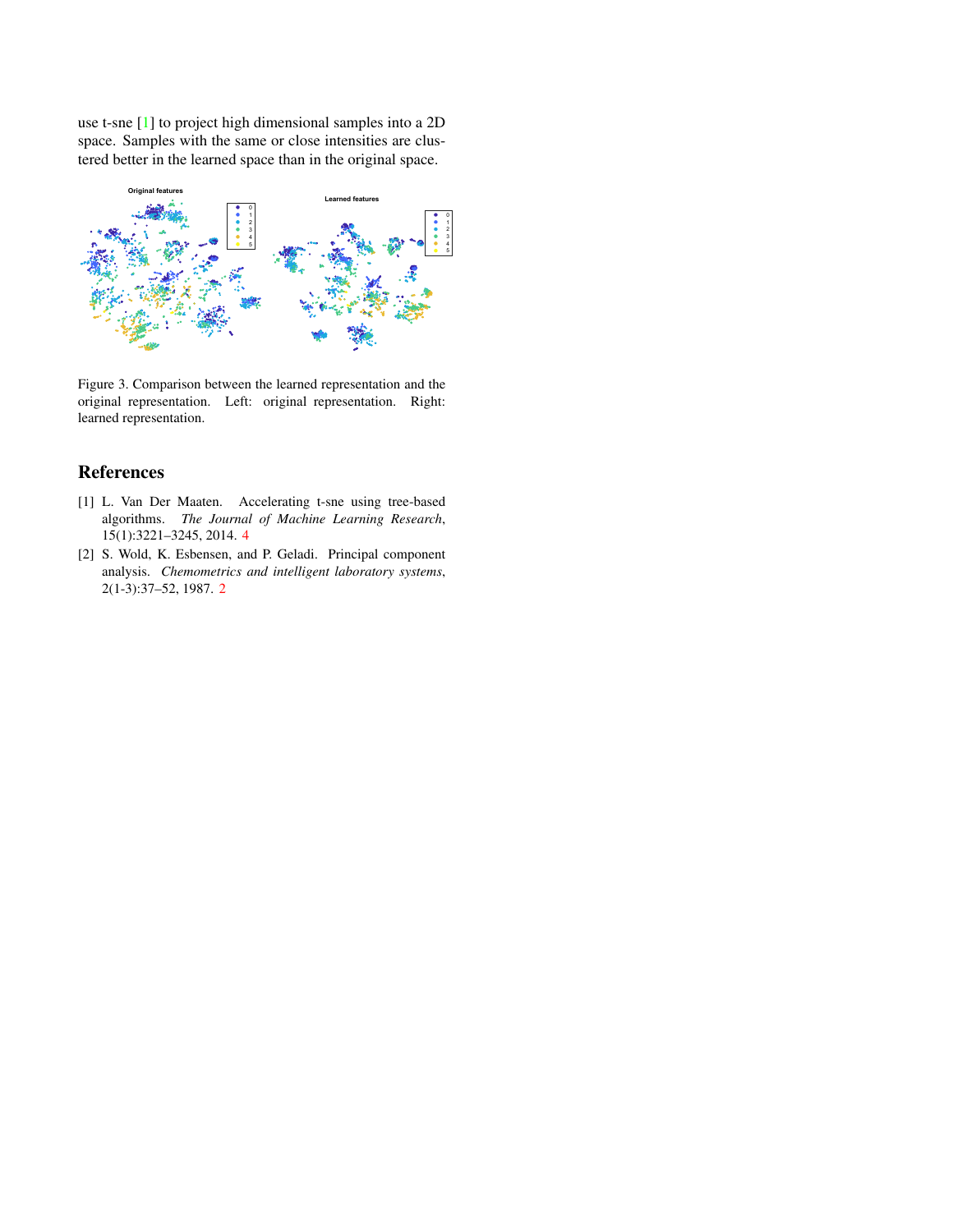use t-sne [1] to project high dimensional samples into a 2D space. Samples with the same or close intensities are clustered better in the learned space than in the original space.

Original features

0
1
2
3
4
5

Learned features

0
1
2
3
4
5

Figure 3. Comparison between the learned representation and the original representation. Left: original representation. Right: learned representation.

## References

[1] L. Van Der Maaten. Accelerating t-sne using tree-based algorithms. *The Journal of Machine Learning Research*, 15(1):3221–3245, 2014. 4

[2] S. Wold, K. Esbensen, and P. Geladi. Principal component analysis. *Chemometrics and intelligent laboratory systems*, 2(1-3):37–52, 1987. 2